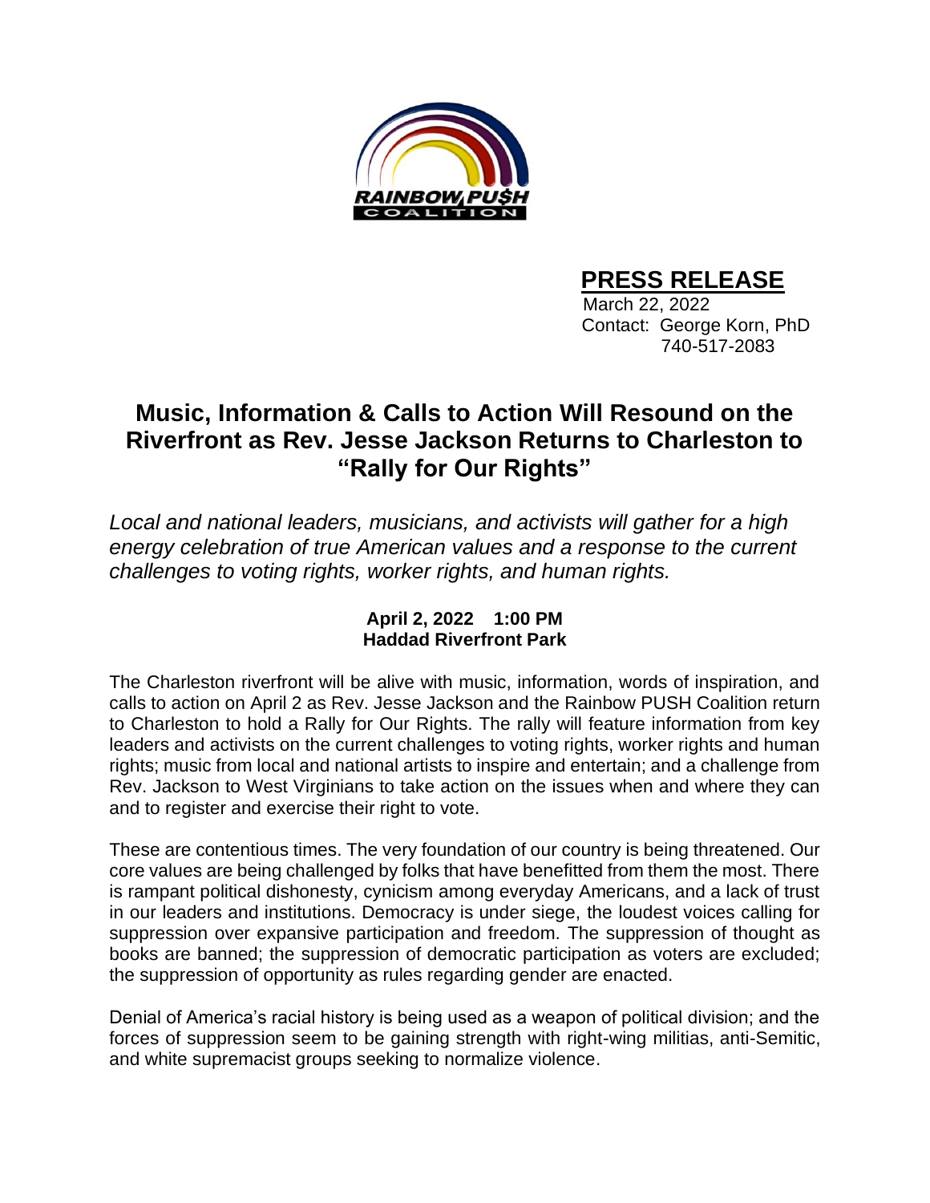RAINBOW PUSH COALITION

**PRESS RELEASE**

March 22, 2022
Contact: George Korn, PhD
740-517-2083

# Music, Information & Calls to Action Will Resound on the Riverfront as Rev. Jesse Jackson Returns to Charleston to "Rally for Our Rights"

*Local and national leaders, musicians, and activists will gather for a high energy celebration of true American values and a response to the current challenges to voting rights, worker rights, and human rights.*

**April 2, 2022 1:00 PM**
**Haddad Riverfront Park**

The Charleston riverfront will be alive with music, information, words of inspiration, and calls to action on April 2 as Rev. Jesse Jackson and the Rainbow PUSH Coalition return to Charleston to hold a Rally for Our Rights. The rally will feature information from key leaders and activists on the current challenges to voting rights, worker rights and human rights; music from local and national artists to inspire and entertain; and a challenge from Rev. Jackson to West Virginians to take action on the issues when and where they can and to register and exercise their right to vote.

These are contentious times. The very foundation of our country is being threatened. Our core values are being challenged by folks that have benefitted from them the most. There is rampant political dishonesty, cynicism among everyday Americans, and a lack of trust in our leaders and institutions. Democracy is under siege, the loudest voices calling for suppression over expansive participation and freedom. The suppression of thought as books are banned; the suppression of democratic participation as voters are excluded; the suppression of opportunity as rules regarding gender are enacted.

Denial of America's racial history is being used as a weapon of political division; and the forces of suppression seem to be gaining strength with right-wing militias, anti-Semitic, and white supremacist groups seeking to normalize violence.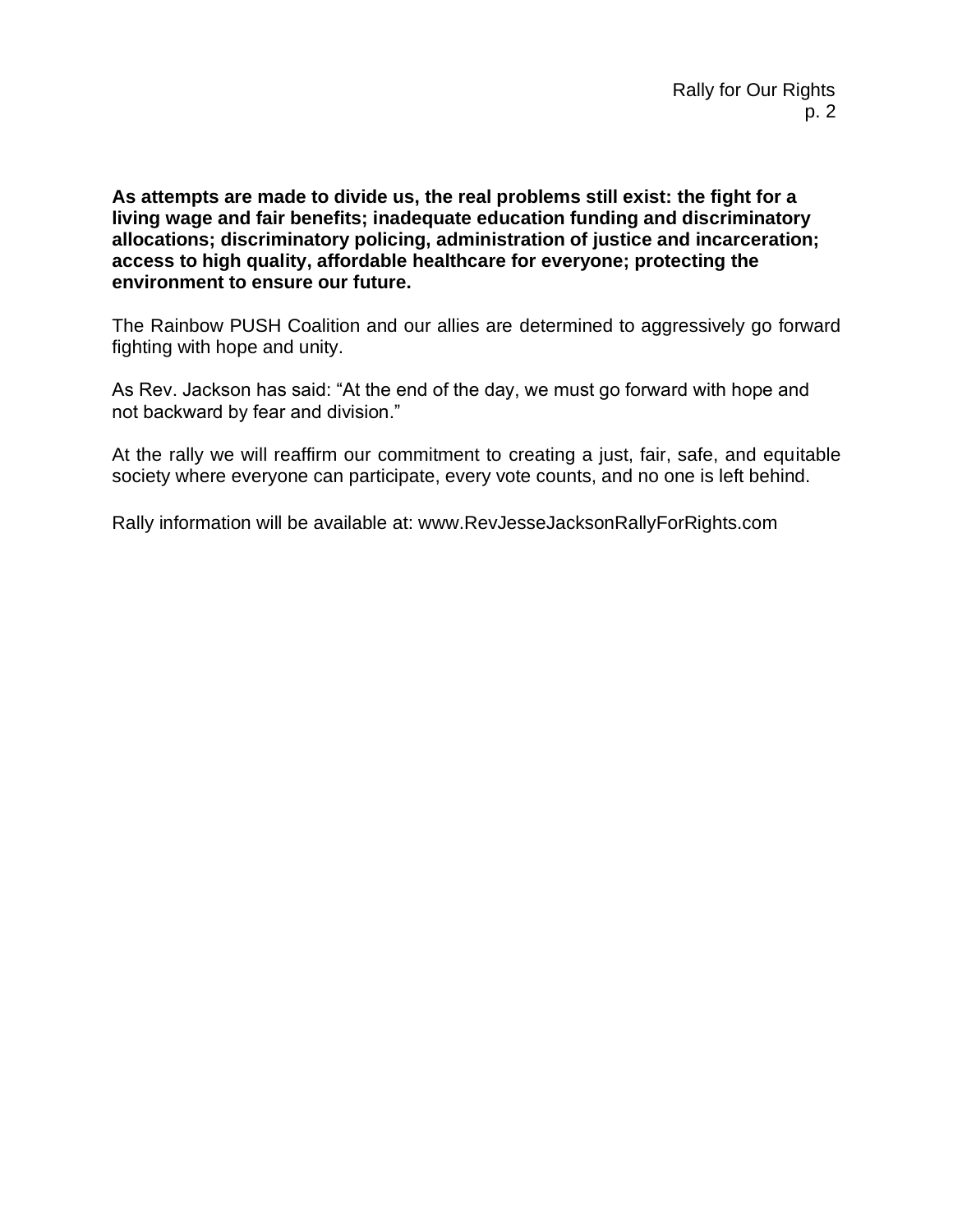**As attempts are made to divide us, the real problems still exist: the fight for a living wage and fair benefits; inadequate education funding and discriminatory allocations; discriminatory policing, administration of justice and incarceration; access to high quality, affordable healthcare for everyone; protecting the environment to ensure our future.**

The Rainbow PUSH Coalition and our allies are determined to aggressively go forward fighting with hope and unity.

As Rev. Jackson has said: "At the end of the day, we must go forward with hope and not backward by fear and division."

At the rally we will reaffirm our commitment to creating a just, fair, safe, and equitable society where everyone can participate, every vote counts, and no one is left behind.

Rally information will be available at: www.RevJesseJacksonRallyForRights.com